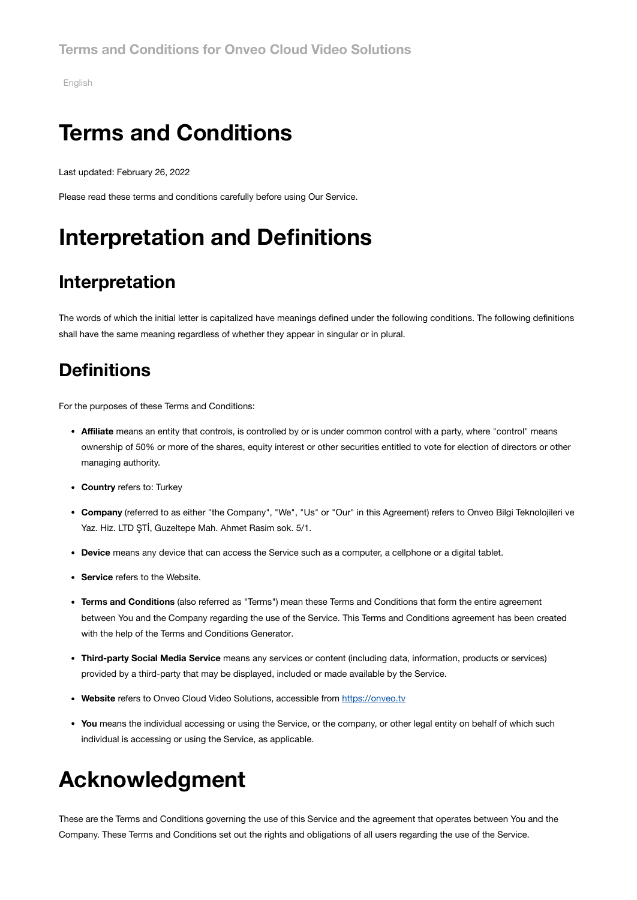Terms and Conditions for Onveo Cloud Video Solutions

English

# Terms and Conditions

Last updated: February 26, 2022

Please read these terms and conditions carefully before using Our Service.

# Interpretation and Definitions

## Interpretation

The words of which the initial letter is capitalized have meanings defined under the following conditions. The following definitions shall have the same meaning regardless of whether they appear in singular or in plural.

## Definitions

For the purposes of these Terms and Conditions:

- **Affiliate** means an entity that controls, is controlled by or is under common control with a party, where "control" means ownership of 50% or more of the shares, equity interest or other securities entitled to vote for election of directors or other managing authority.
- **Country** refers to: Turkey
- **Company** (referred to as either "the Company", "We", "Us" or "Our" in this Agreement) refers to Onveo Bilgi Teknolojileri ve Yaz. Hiz. LTD ŞTİ, Guzeltepe Mah. Ahmet Rasim sok. 5/1.
- **Device** means any device that can access the Service such as a computer, a cellphone or a digital tablet.
- **Service** refers to the Website.
- **Terms and Conditions** (also referred as "Terms") mean these Terms and Conditions that form the entire agreement between You and the Company regarding the use of the Service. This Terms and Conditions agreement has been created with the help of the Terms and Conditions Generator.
- **Third-party Social Media Service** means any services or content (including data, information, products or services) provided by a third-party that may be displayed, included or made available by the Service.
- **Website** refers to Onveo Cloud Video Solutions, accessible from https://onveo.tv
- **You** means the individual accessing or using the Service, or the company, or other legal entity on behalf of which such individual is accessing or using the Service, as applicable.

# Acknowledgment

These are the Terms and Conditions governing the use of this Service and the agreement that operates between You and the Company. These Terms and Conditions set out the rights and obligations of all users regarding the use of the Service.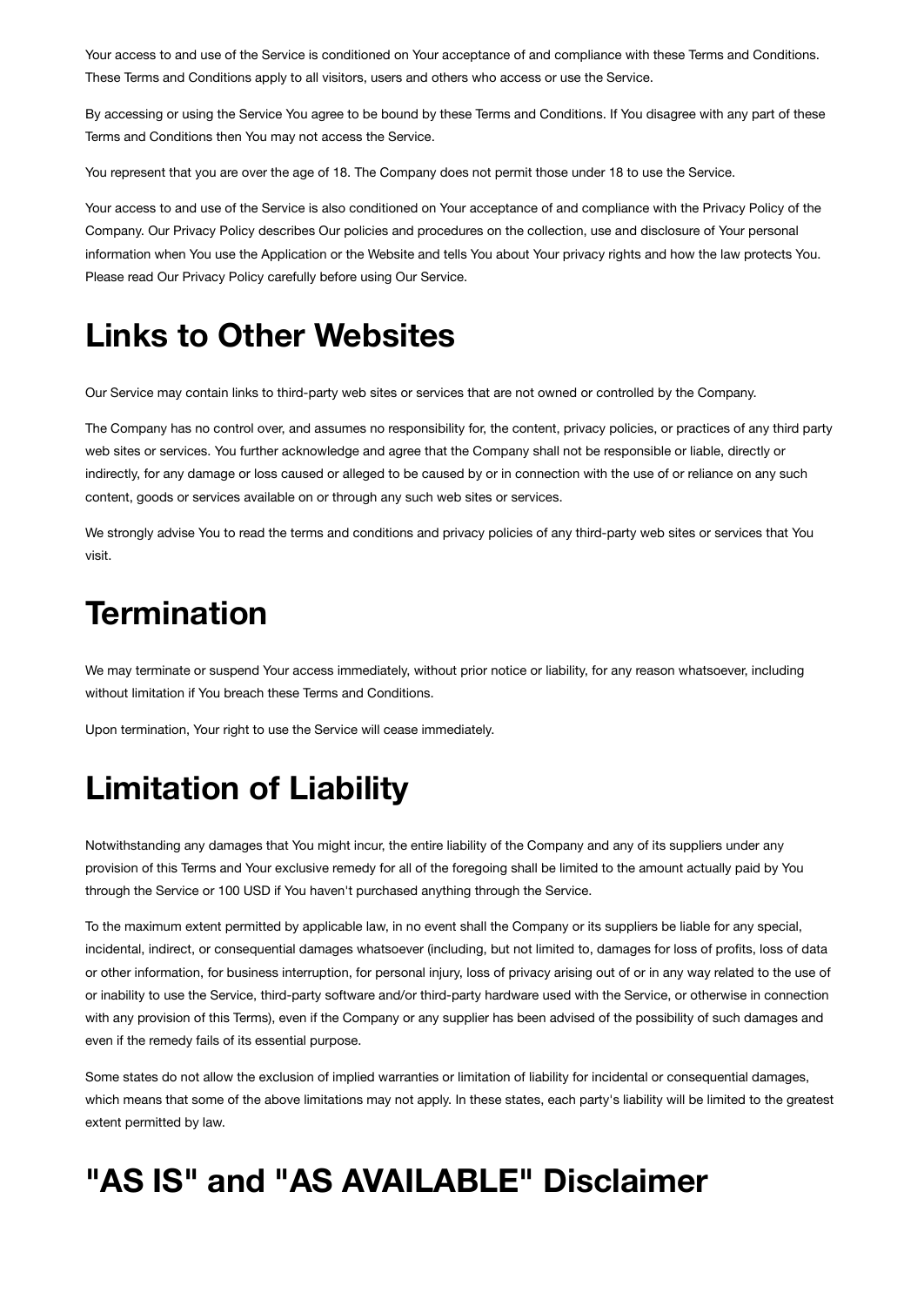Your access to and use of the Service is conditioned on Your acceptance of and compliance with these Terms and Conditions. These Terms and Conditions apply to all visitors, users and others who access or use the Service.

By accessing or using the Service You agree to be bound by these Terms and Conditions. If You disagree with any part of these Terms and Conditions then You may not access the Service.

You represent that you are over the age of 18. The Company does not permit those under 18 to use the Service.

Your access to and use of the Service is also conditioned on Your acceptance of and compliance with the Privacy Policy of the Company. Our Privacy Policy describes Our policies and procedures on the collection, use and disclosure of Your personal information when You use the Application or the Website and tells You about Your privacy rights and how the law protects You. Please read Our Privacy Policy carefully before using Our Service.

# Links to Other Websites

Our Service may contain links to third-party web sites or services that are not owned or controlled by the Company.

The Company has no control over, and assumes no responsibility for, the content, privacy policies, or practices of any third party web sites or services. You further acknowledge and agree that the Company shall not be responsible or liable, directly or indirectly, for any damage or loss caused or alleged to be caused by or in connection with the use of or reliance on any such content, goods or services available on or through any such web sites or services.

We strongly advise You to read the terms and conditions and privacy policies of any third-party web sites or services that You visit.

# Termination

We may terminate or suspend Your access immediately, without prior notice or liability, for any reason whatsoever, including without limitation if You breach these Terms and Conditions.

Upon termination, Your right to use the Service will cease immediately.

# Limitation of Liability

Notwithstanding any damages that You might incur, the entire liability of the Company and any of its suppliers under any provision of this Terms and Your exclusive remedy for all of the foregoing shall be limited to the amount actually paid by You through the Service or 100 USD if You haven't purchased anything through the Service.

To the maximum extent permitted by applicable law, in no event shall the Company or its suppliers be liable for any special, incidental, indirect, or consequential damages whatsoever (including, but not limited to, damages for loss of profits, loss of data or other information, for business interruption, for personal injury, loss of privacy arising out of or in any way related to the use of or inability to use the Service, third-party software and/or third-party hardware used with the Service, or otherwise in connection with any provision of this Terms), even if the Company or any supplier has been advised of the possibility of such damages and even if the remedy fails of its essential purpose.

Some states do not allow the exclusion of implied warranties or limitation of liability for incidental or consequential damages, which means that some of the above limitations may not apply. In these states, each party's liability will be limited to the greatest extent permitted by law.

# "AS IS" and "AS AVAILABLE" Disclaimer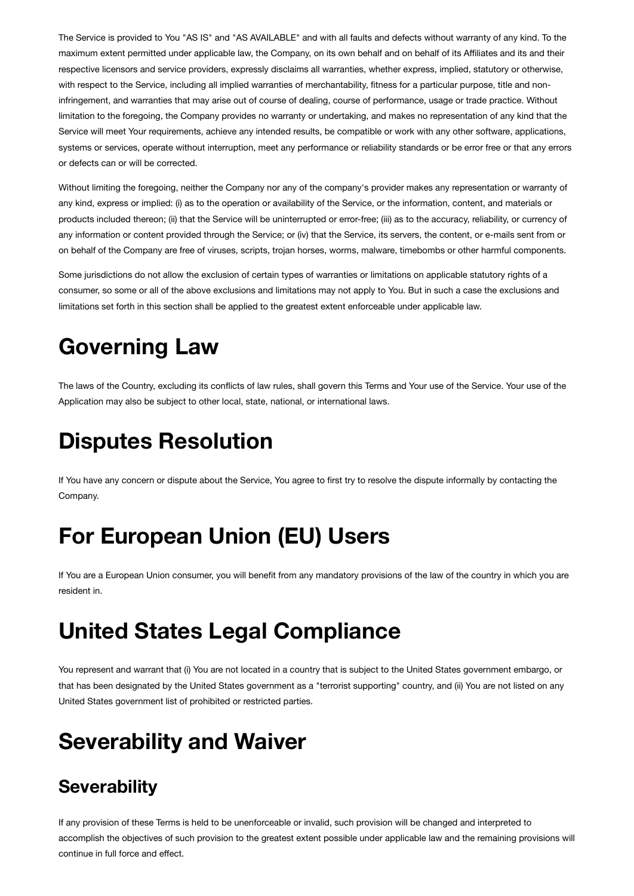The Service is provided to You "AS IS" and "AS AVAILABLE" and with all faults and defects without warranty of any kind. To the maximum extent permitted under applicable law, the Company, on its own behalf and on behalf of its Affiliates and its and their respective licensors and service providers, expressly disclaims all warranties, whether express, implied, statutory or otherwise, with respect to the Service, including all implied warranties of merchantability, fitness for a particular purpose, title and non-infringement, and warranties that may arise out of course of dealing, course of performance, usage or trade practice. Without limitation to the foregoing, the Company provides no warranty or undertaking, and makes no representation of any kind that the Service will meet Your requirements, achieve any intended results, be compatible or work with any other software, applications, systems or services, operate without interruption, meet any performance or reliability standards or be error free or that any errors or defects can or will be corrected.

Without limiting the foregoing, neither the Company nor any of the company's provider makes any representation or warranty of any kind, express or implied: (i) as to the operation or availability of the Service, or the information, content, and materials or products included thereon; (ii) that the Service will be uninterrupted or error-free; (iii) as to the accuracy, reliability, or currency of any information or content provided through the Service; or (iv) that the Service, its servers, the content, or e-mails sent from or on behalf of the Company are free of viruses, scripts, trojan horses, worms, malware, timebombs or other harmful components.

Some jurisdictions do not allow the exclusion of certain types of warranties or limitations on applicable statutory rights of a consumer, so some or all of the above exclusions and limitations may not apply to You. But in such a case the exclusions and limitations set forth in this section shall be applied to the greatest extent enforceable under applicable law.

# Governing Law

The laws of the Country, excluding its conflicts of law rules, shall govern this Terms and Your use of the Service. Your use of the Application may also be subject to other local, state, national, or international laws.

# Disputes Resolution

If You have any concern or dispute about the Service, You agree to first try to resolve the dispute informally by contacting the Company.

# For European Union (EU) Users

If You are a European Union consumer, you will benefit from any mandatory provisions of the law of the country in which you are resident in.

# United States Legal Compliance

You represent and warrant that (i) You are not located in a country that is subject to the United States government embargo, or that has been designated by the United States government as a "terrorist supporting" country, and (ii) You are not listed on any United States government list of prohibited or restricted parties.

# Severability and Waiver

## Severability

If any provision of these Terms is held to be unenforceable or invalid, such provision will be changed and interpreted to accomplish the objectives of such provision to the greatest extent possible under applicable law and the remaining provisions will continue in full force and effect.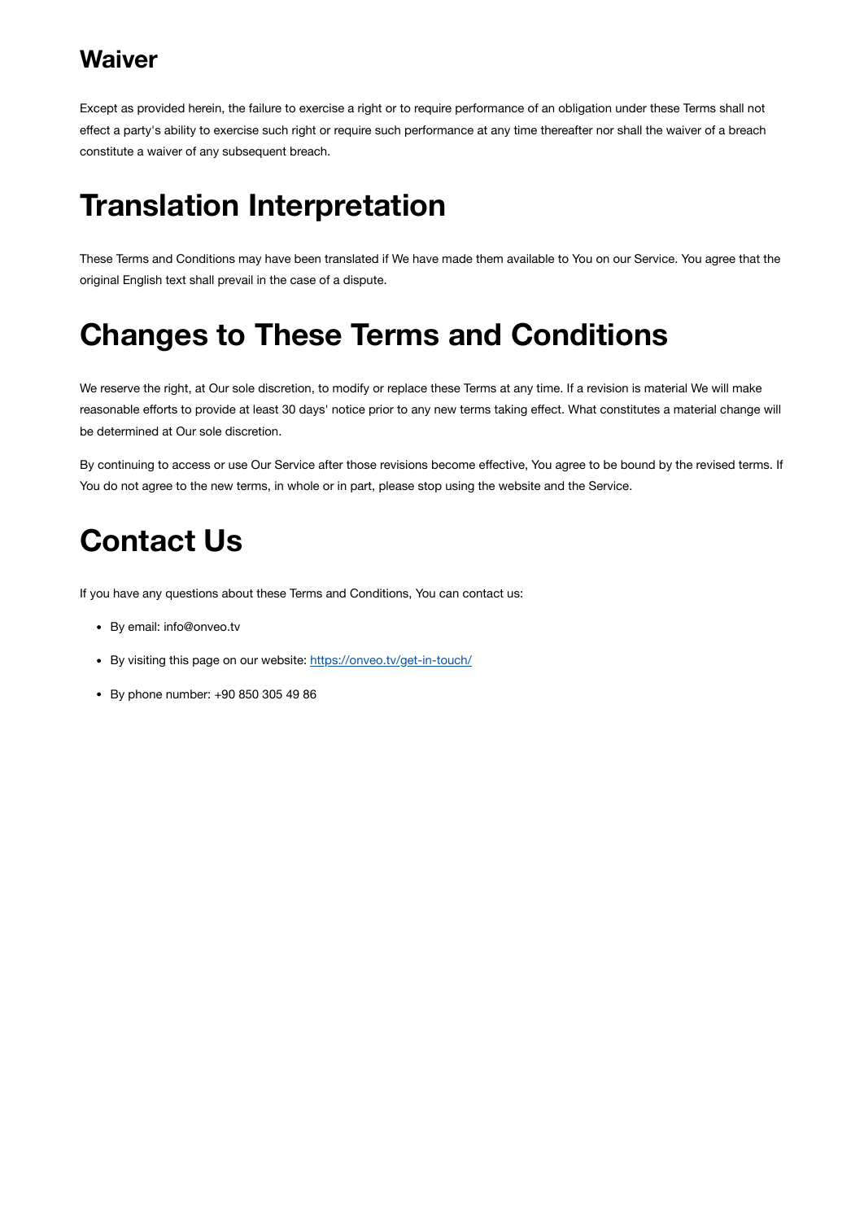## Waiver

Except as provided herein, the failure to exercise a right or to require performance of an obligation under these Terms shall not effect a party's ability to exercise such right or require such performance at any time thereafter nor shall the waiver of a breach constitute a waiver of any subsequent breach.

# Translation Interpretation

These Terms and Conditions may have been translated if We have made them available to You on our Service. You agree that the original English text shall prevail in the case of a dispute.

# Changes to These Terms and Conditions

We reserve the right, at Our sole discretion, to modify or replace these Terms at any time. If a revision is material We will make reasonable efforts to provide at least 30 days' notice prior to any new terms taking effect. What constitutes a material change will be determined at Our sole discretion.

By continuing to access or use Our Service after those revisions become effective, You agree to be bound by the revised terms. If You do not agree to the new terms, in whole or in part, please stop using the website and the Service.

# Contact Us

If you have any questions about these Terms and Conditions, You can contact us:

- By email: info@onveo.tv
- By visiting this page on our website: [https://onveo.tv/get-in-touch/](https://onveo.tv/get-in-touch/)
- By phone number: +90 850 305 49 86